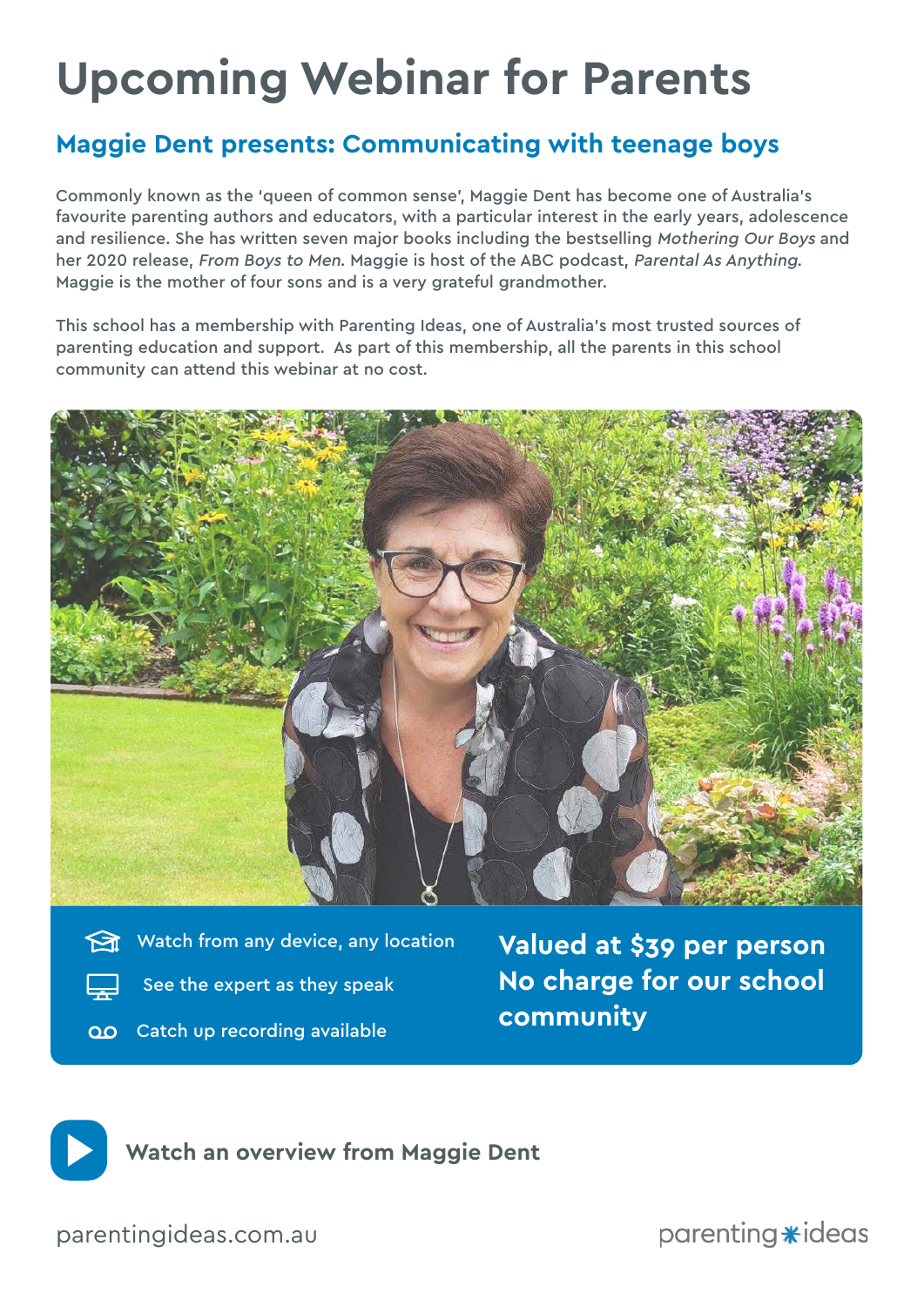# Upcoming Webinar for Parents

## Maggie Dent presents: Communicating with teenage boys

Commonly known as the 'queen of common sense', Maggie Dent has become one of Australia's favourite parenting authors and educators, with a particular interest in the early years, adolescence and resilience. She has written seven major books including the bestselling *Mothering Our Boys* and her 2020 release, *From Boys to Men*. Maggie is host of the ABC podcast, *Parental As Anything*. Maggie is the mother of four sons and is a very grateful grandmother.

This school has a membership with Parenting Ideas, one of Australia's most trusted sources of parenting education and support. As part of this membership, all the parents in this school community can attend this webinar at no cost.

- Watch from any device, any location
- See the expert as they speak
- Catch up recording available

**Valued at $39 per person**
**No charge for our school community**

**Watch an overview from Maggie Dent**

parentingideas.com.au

parenting*ideas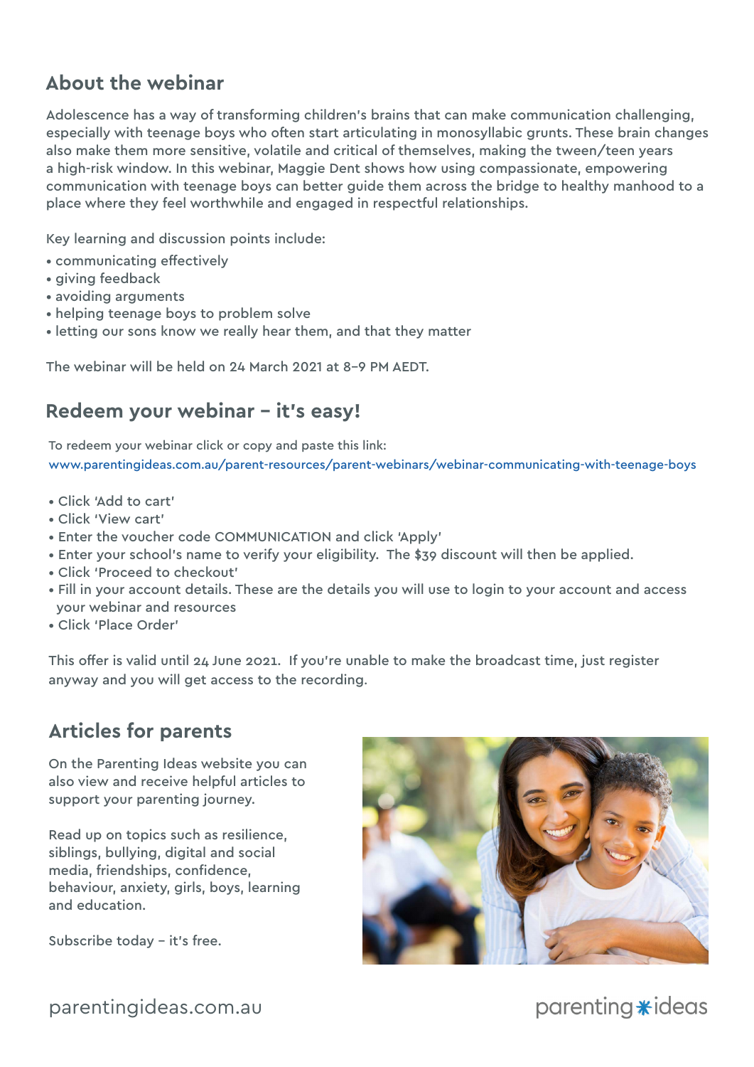## About the webinar

Adolescence has a way of transforming children's brains that can make communication challenging, especially with teenage boys who often start articulating in monosyllabic grunts. These brain changes also make them more sensitive, volatile and critical of themselves, making the tween/teen years a high-risk window. In this webinar, Maggie Dent shows how using compassionate, empowering communication with teenage boys can better guide them across the bridge to healthy manhood to a place where they feel worthwhile and engaged in respectful relationships.

Key learning and discussion points include:

- communicating effectively
- giving feedback
- avoiding arguments
- helping teenage boys to problem solve
- letting our sons know we really hear them, and that they matter

The webinar will be held on 24 March 2021 at 8–9 PM AEDT.

## Redeem your webinar – it's easy!

To redeem your webinar click or copy and paste this link:
www.parentingideas.com.au/parent-resources/parent-webinars/webinar-communicating-with-teenage-boys

- Click 'Add to cart'
- Click 'View cart'
- Enter the voucher code COMMUNICATION and click 'Apply'
- Enter your school's name to verify your eligibility. The $39 discount will then be applied.
- Click 'Proceed to checkout'
- Fill in your account details. These are the details you will use to login to your account and access your webinar and resources
- Click 'Place Order'

This offer is valid until 24 June 2021. If you're unable to make the broadcast time, just register anyway and you will get access to the recording.

## Articles for parents

On the Parenting Ideas website you can also view and receive helpful articles to support your parenting journey.

Read up on topics such as resilience, siblings, bullying, digital and social media, friendships, confidence, behaviour, anxiety, girls, boys, learning and education.

Subscribe today – it's free.

parentingideas.com.au

parenting*ideas